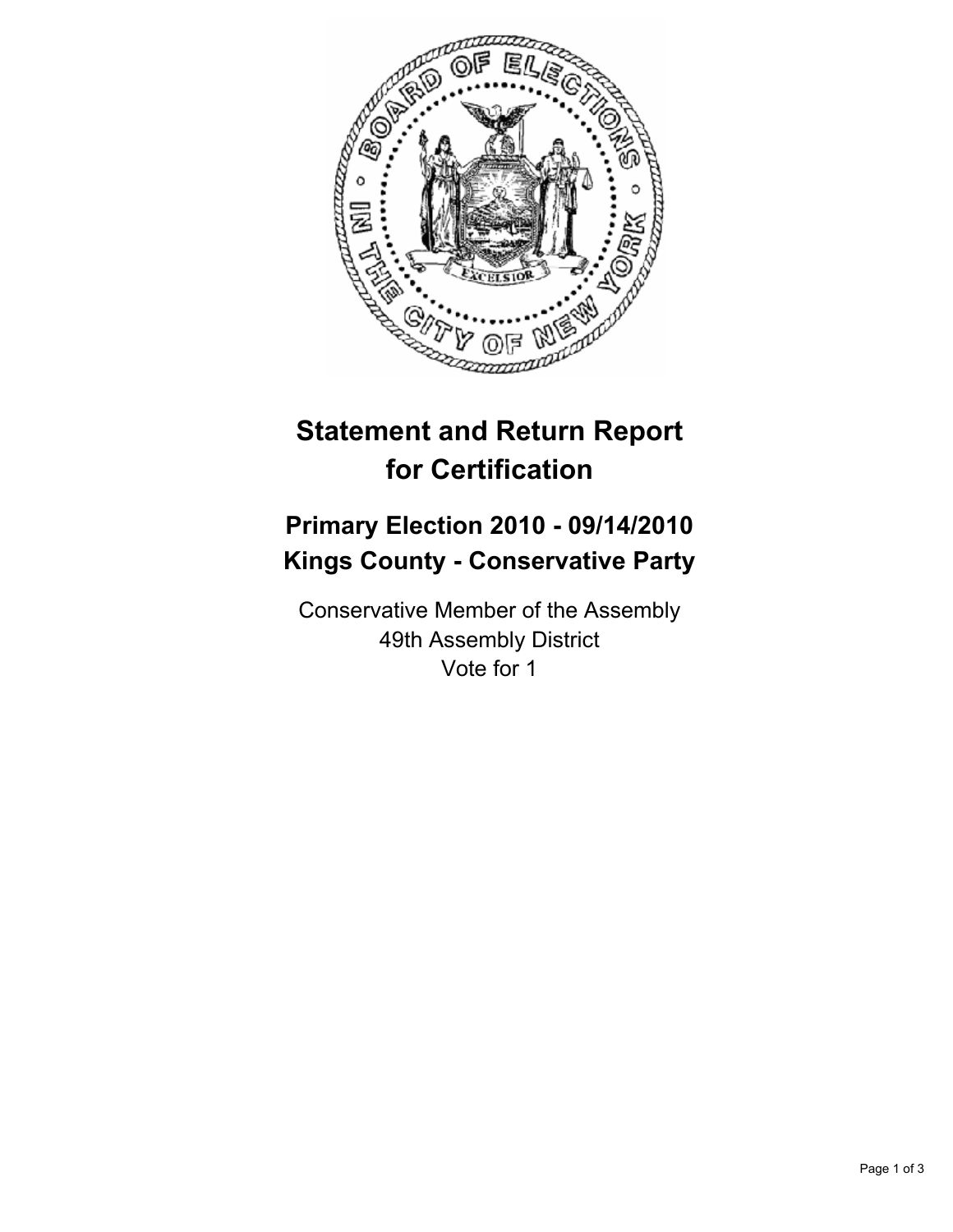# Statement and Return Report for Certification

## Primary Election 2010 - 09/14/2010
## Kings County - Conservative Party

Conservative Member of the Assembly
49th Assembly District
Vote for 1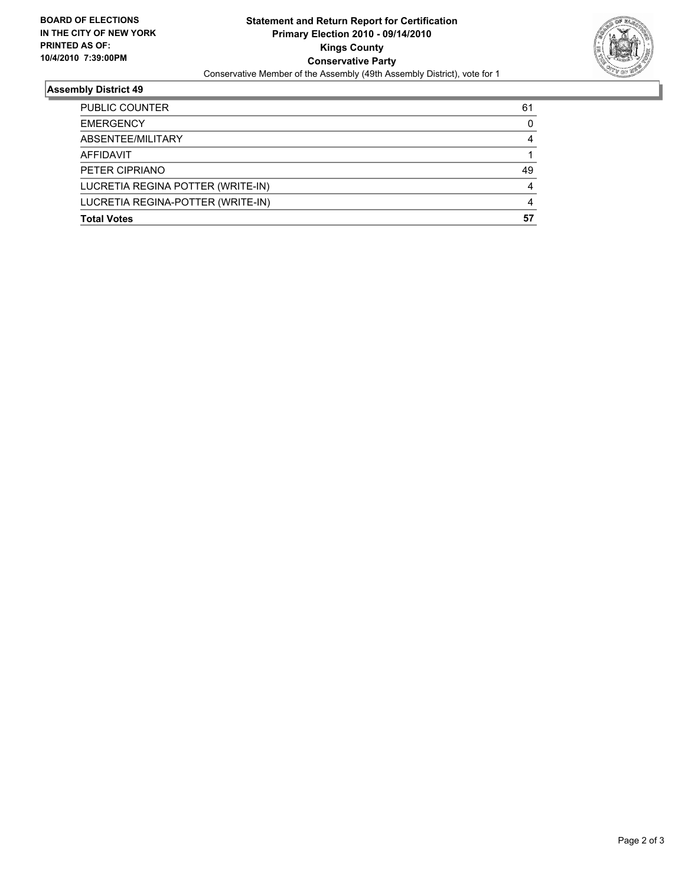**BOARD OF ELECTIONS**
**IN THE CITY OF NEW YORK**
**PRINTED AS OF:**
**10/4/2010 7:39:00PM**

**Statement and Return Report for Certification**
**Primary Election 2010 - 09/14/2010**
**Kings County**
**Conservative Party**
Conservative Member of the Assembly (49th Assembly District), vote for 1

### Assembly District 49

| | |
|---|---|
| PUBLIC COUNTER | 61 |
| EMERGENCY | 0 |
| ABSENTEE/MILITARY | 4 |
| AFFIDAVIT | 1 |
| PETER CIPRIANO | 49 |
| LUCRETIA REGINA POTTER (WRITE-IN) | 4 |
| LUCRETIA REGINA-POTTER (WRITE-IN) | 4 |
| **Total Votes** | **57** |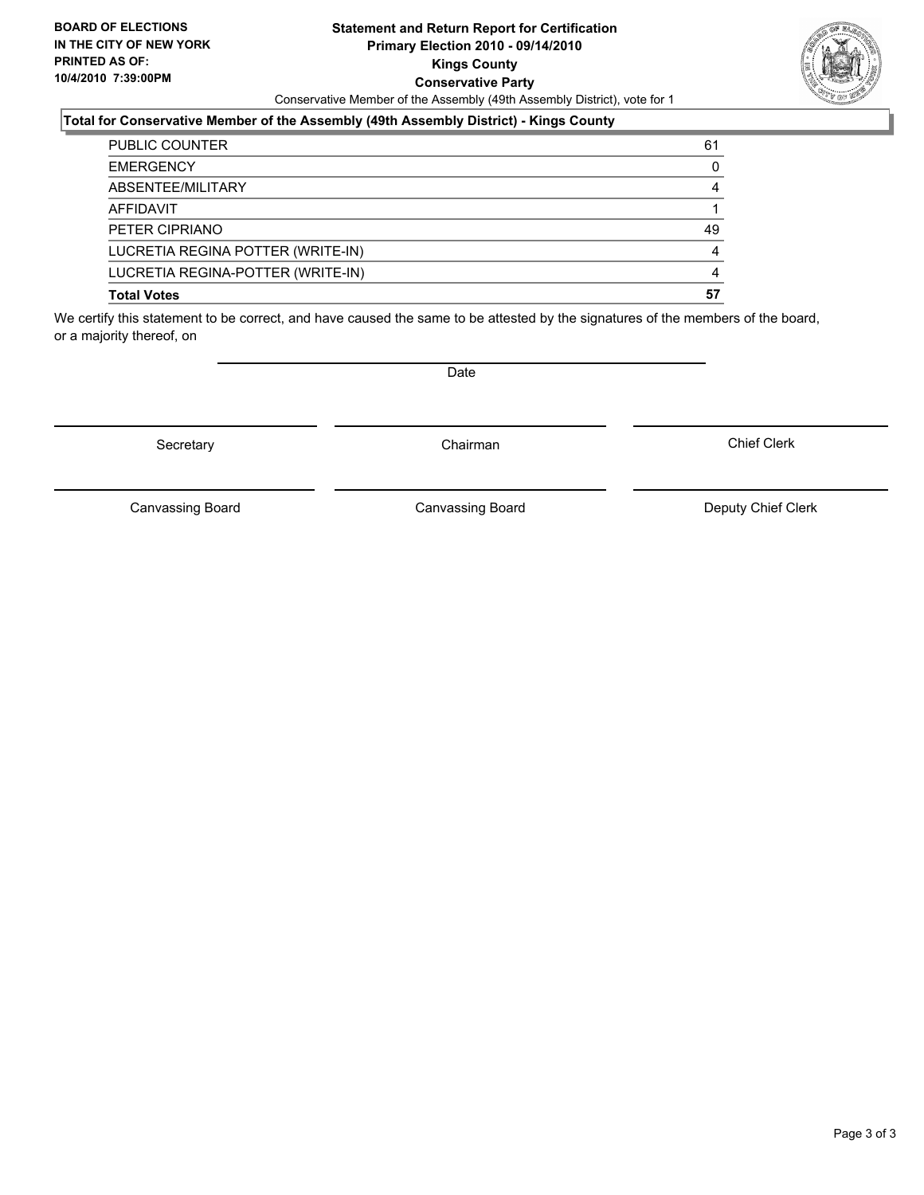**BOARD OF ELECTIONS IN THE CITY OF NEW YORK PRINTED AS OF: 10/4/2010 7:39:00PM**

**Statement and Return Report for Certification**
**Primary Election 2010 - 09/14/2010**
**Kings County**
**Conservative Party**

Conservative Member of the Assembly (49th Assembly District), vote for 1

**Total for Conservative Member of the Assembly (49th Assembly District) - Kings County**

| | |
|---|---|
| PUBLIC COUNTER | 61 |
| EMERGENCY | 0 |
| ABSENTEE/MILITARY | 4 |
| AFFIDAVIT | 1 |
| PETER CIPRIANO | 49 |
| LUCRETIA REGINA POTTER (WRITE-IN) | 4 |
| LUCRETIA REGINA-POTTER (WRITE-IN) | 4 |
| **Total Votes** | **57** |

We certify this statement to be correct, and have caused the same to be attested by the signatures of the members of the board, or a majority thereof, on

Date

Secretary

Chairman

Chief Clerk

Canvassing Board

Canvassing Board

Deputy Chief Clerk